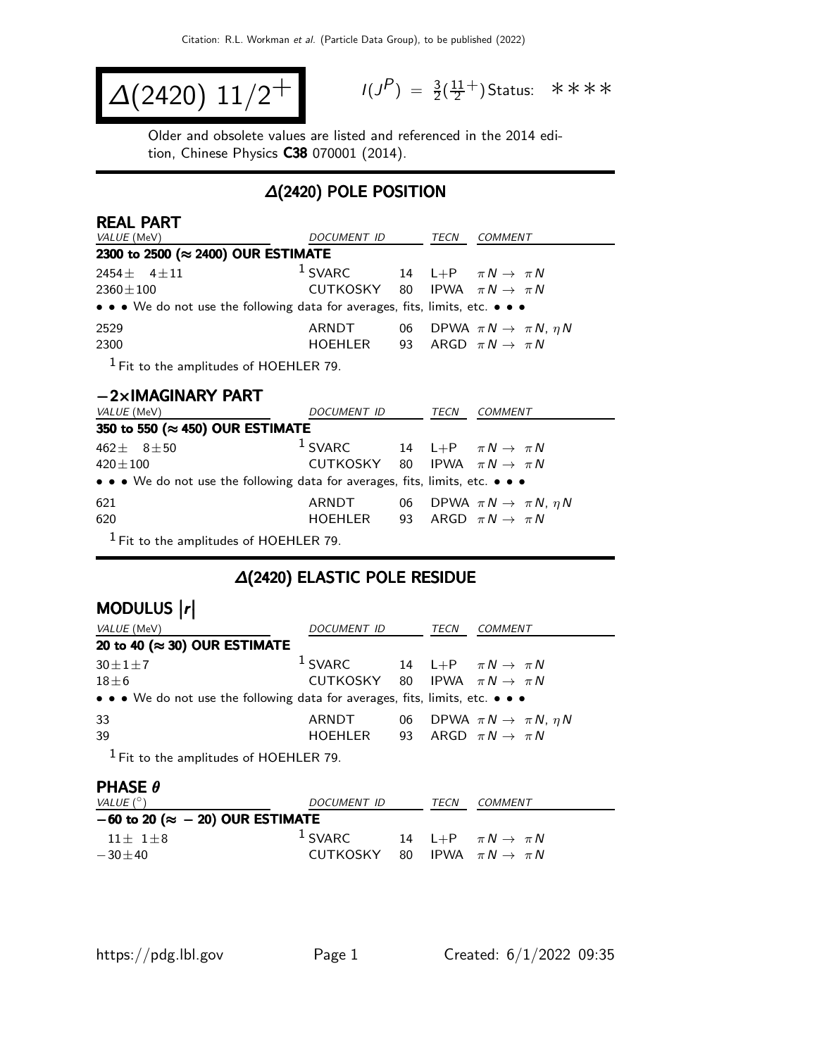# $\Delta(2420)$ $11/2^+$

$I(J^P) = \frac{3}{2}(\frac{11}{2}^+)$ Status: ∗∗∗∗

Older and obsolete values are listed and referenced in the 2014 edition, Chinese Physics **C38** 070001 (2014).

## $\Delta(2420)$ POLE POSITION

### REAL PART

| VALUE (MeV) | DOCUMENT ID | | TECN | COMMENT |
|---|---|---|---|---|
| **2300 to 2500 (≈ 2400) OUR ESTIMATE** | | | | |
| $2454 \pm 4 \pm 11$ | [1] SVARC | 14 | L+P | $\pi N \rightarrow \pi N$ |
| $2360 \pm 100$ | CUTKOSKY | 80 | IPWA | $\pi N \rightarrow \pi N$ |
| • • • We do not use the following data for averages, fits, limits, etc. • • • | | | | |
| 2529 | ARNDT | 06 | DPWA | $\pi N \rightarrow \pi N$, $\eta N$ |
| 2300 | HOEHLER | 93 | ARGD | $\pi N \rightarrow \pi N$ |

[1] Fit to the amplitudes of HOEHLER 79.

### −2×IMAGINARY PART

| VALUE (MeV) | DOCUMENT ID | | TECN | COMMENT |
|---|---|---|---|---|
| **350 to 550 (≈ 450) OUR ESTIMATE** | | | | |
| $462 \pm 8 \pm 50$ | [1] SVARC | 14 | L+P | $\pi N \rightarrow \pi N$ |
| $420 \pm 100$ | CUTKOSKY | 80 | IPWA | $\pi N \rightarrow \pi N$ |
| • • • We do not use the following data for averages, fits, limits, etc. • • • | | | | |
| 621 | ARNDT | 06 | DPWA | $\pi N \rightarrow \pi N$, $\eta N$ |
| 620 | HOEHLER | 93 | ARGD | $\pi N \rightarrow \pi N$ |

[1] Fit to the amplitudes of HOEHLER 79.

## $\Delta(2420)$ ELASTIC POLE RESIDUE

### MODULUS $|r|$

| VALUE (MeV) | DOCUMENT ID | | TECN | COMMENT |
|---|---|---|---|---|
| **20 to 40 (≈ 30) OUR ESTIMATE** | | | | |
| $30 \pm 1 \pm 7$ | [1] SVARC | 14 | L+P | $\pi N \rightarrow \pi N$ |
| $18 \pm 6$ | CUTKOSKY | 80 | IPWA | $\pi N \rightarrow \pi N$ |
| • • • We do not use the following data for averages, fits, limits, etc. • • • | | | | |
| 33 | ARNDT | 06 | DPWA | $\pi N \rightarrow \pi N$, $\eta N$ |
| 39 | HOEHLER | 93 | ARGD | $\pi N \rightarrow \pi N$ |

[1] Fit to the amplitudes of HOEHLER 79.

### PHASE $\theta$

| VALUE (°) | DOCUMENT ID | | TECN | COMMENT |
|---|---|---|---|---|
| **−60 to 20 (≈ −20) OUR ESTIMATE** | | | | |
| $11 \pm 1 \pm 8$ | [1] SVARC | 14 | L+P | $\pi N \rightarrow \pi N$ |
| $-30 \pm 40$ | CUTKOSKY | 80 | IPWA | $\pi N \rightarrow \pi N$ |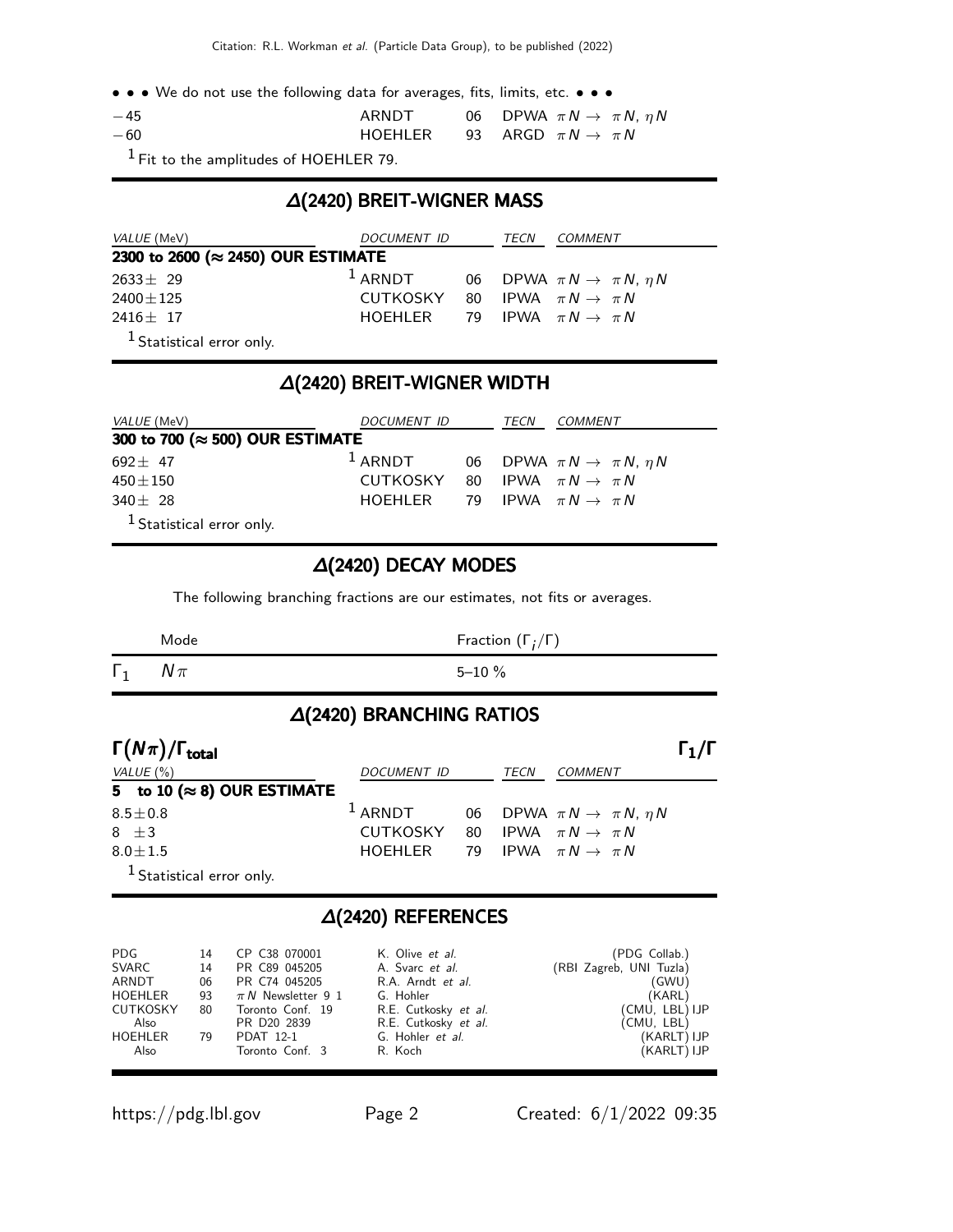• • • We do not use the following data for averages, fits, limits, etc. • • •

| | | | | |
|---|---|---|---|---|
| −45 | ARNDT | 06 | DPWA | $\pi N \to \pi N, \eta N$ |
| −60 | HOEHLER | 93 | ARGD | $\pi N \to \pi N$ |

[1] Fit to the amplitudes of HOEHLER 79.

## Δ(2420) BREIT-WIGNER MASS

| VALUE (MeV) | DOCUMENT ID | | TECN | COMMENT |
|---|---|---|---|---|
| **2300 to 2600 (≈ 2450) OUR ESTIMATE** | | | | |
| 2633 ± 29 | [1] ARNDT | 06 | DPWA | $\pi N \to \pi N, \eta N$ |
| 2400 ± 125 | CUTKOSKY | 80 | IPWA | $\pi N \to \pi N$ |
| 2416 ± 17 | HOEHLER | 79 | IPWA | $\pi N \to \pi N$ |

[1] Statistical error only.

## Δ(2420) BREIT-WIGNER WIDTH

| VALUE (MeV) | DOCUMENT ID | | TECN | COMMENT |
|---|---|---|---|---|
| **300 to 700 (≈ 500) OUR ESTIMATE** | | | | |
| 692 ± 47 | [1] ARNDT | 06 | DPWA | $\pi N \to \pi N, \eta N$ |
| 450 ± 150 | CUTKOSKY | 80 | IPWA | $\pi N \to \pi N$ |
| 340 ± 28 | HOEHLER | 79 | IPWA | $\pi N \to \pi N$ |

[1] Statistical error only.

## Δ(2420) DECAY MODES

The following branching fractions are our estimates, not fits or averages.

| | Mode | Fraction ($\Gamma_i/\Gamma$) |
|---|---|---|
| $\Gamma_1$ | $N\pi$ | 5–10 % |

## Δ(2420) BRANCHING RATIOS

**$\Gamma(N\pi)/\Gamma_{\text{total}}$** $\Gamma_1/\Gamma$

| VALUE (%) | DOCUMENT ID | | TECN | COMMENT |
|---|---|---|---|---|
| **5 to 10 (≈ 8) OUR ESTIMATE** | | | | |
| 8.5 ± 0.8 | [1] ARNDT | 06 | DPWA | $\pi N \to \pi N, \eta N$ |
| 8 ± 3 | CUTKOSKY | 80 | IPWA | $\pi N \to \pi N$ |
| 8.0 ± 1.5 | HOEHLER | 79 | IPWA | $\pi N \to \pi N$ |

[1] Statistical error only.

## Δ(2420) REFERENCES

| | | | | |
|---|---|---|---|---|
| PDG | 14 | CP C38 070001 | K. Olive *et al.* | (PDG Collab.) |
| SVARC | 14 | PR C89 045205 | A. Svarc *et al.* | (RBI Zagreb, UNI Tuzla) |
| ARNDT | 06 | PR C74 045205 | R.A. Arndt *et al.* | (GWU) |
| HOEHLER | 93 | $\pi N$ Newsletter 9 1 | G. Hohler | (KARL) |
| CUTKOSKY | 80 | Toronto Conf. 19 | R.E. Cutkosky *et al.* | (CMU, LBL) IJP |
| Also | | PR D20 2839 | R.E. Cutkosky *et al.* | (CMU, LBL) |
| HOEHLER | 79 | PDAT 12-1 | G. Hohler *et al.* | (KARLT) IJP |
| Also | | Toronto Conf. 3 | R. Koch | (KARLT) IJP |